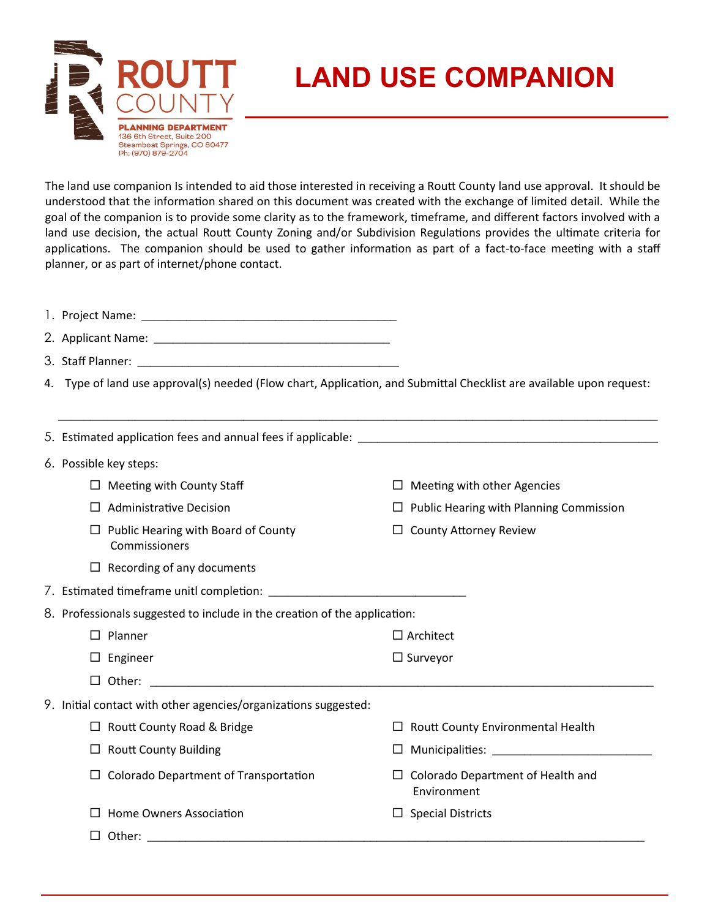ROUTT COUNTY

PLANNING DEPARTMENT
136 6th Street, Suite 200
Steamboat Springs, CO 80477
Ph: (970) 879-2704

# LAND USE COMPANION

The land use companion Is intended to aid those interested in receiving a Routt County land use approval. It should be understood that the information shared on this document was created with the exchange of limited detail. While the goal of the companion is to provide some clarity as to the framework, timeframe, and different factors involved with a land use decision, the actual Routt County Zoning and/or Subdivision Regulations provides the ultimate criteria for applications. The companion should be used to gather information as part of a fact-to-face meeting with a staff planner, or as part of internet/phone contact.

1. Project Name: ________________________________________
2. Applicant Name: ______________________________________
3. Staff Planner: ________________________________________
4. Type of land use approval(s) needed (Flow chart, Application, and Submittal Checklist are available upon request:

   ______________________________________________________________________________________________

5. Estimated application fees and annual fees if applicable: _______________________________________________
6. Possible key steps:
   - ☐ Meeting with County Staff
   - ☐ Meeting with other Agencies
   - ☐ Administrative Decision
   - ☐ Public Hearing with Planning Commission
   - ☐ Public Hearing with Board of County Commissioners
   - ☐ County Attorney Review
   - ☐ Recording of any documents
7. Estimated timeframe unitl completion: _______________________________
8. Professionals suggested to include in the creation of the application:
   - ☐ Planner
   - ☐ Architect
   - ☐ Engineer
   - ☐ Surveyor
   - ☐ Other: ______________________________________________________________________________
9. Initial contact with other agencies/organizations suggested:
   - ☐ Routt County Road & Bridge
   - ☐ Routt County Environmental Health
   - ☐ Routt County Building
   - ☐ Municipalities: _________________________
   - ☐ Colorado Department of Transportation
   - ☐ Colorado Department of Health and Environment
   - ☐ Home Owners Association
   - ☐ Special Districts
   - ☐ Other: ______________________________________________________________________________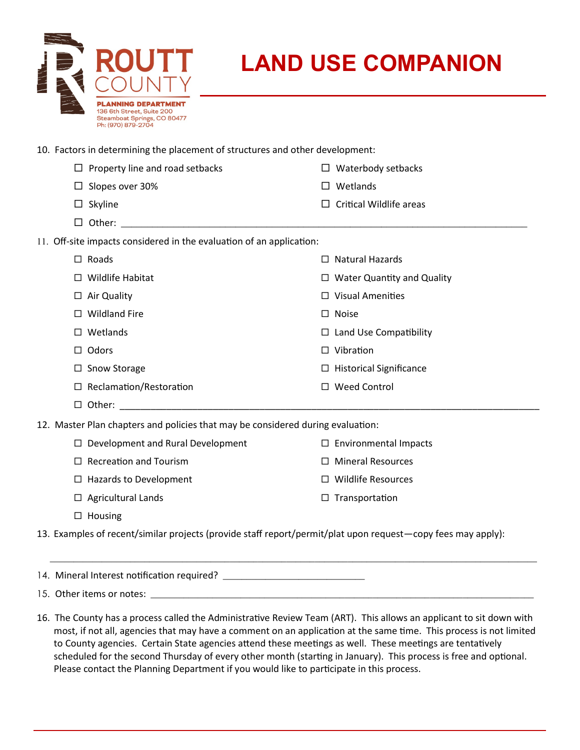ROUTT COUNTY

PLANNING DEPARTMENT
136 6th Street, Suite 200
Steamboat Springs, CO 80477
Ph: (970) 879-2704

# LAND USE COMPANION

10. Factors in determining the placement of structures and other development:
    - ☐ Property line and road setbacks
    - ☐ Waterbody setbacks
    - ☐ Slopes over 30%
    - ☐ Wetlands
    - ☐ Skyline
    - ☐ Critical Wildlife areas
    - ☐ Other: ______________________________________________

11. Off-site impacts considered in the evaluation of an application:
    - ☐ Roads
    - ☐ Natural Hazards
    - ☐ Wildlife Habitat
    - ☐ Water Quantity and Quality
    - ☐ Air Quality
    - ☐ Visual Amenities
    - ☐ Wildland Fire
    - ☐ Noise
    - ☐ Wetlands
    - ☐ Land Use Compatibility
    - ☐ Odors
    - ☐ Vibration
    - ☐ Snow Storage
    - ☐ Historical Significance
    - ☐ Reclamation/Restoration
    - ☐ Weed Control
    - ☐ Other: ______________________________________________

12. Master Plan chapters and policies that may be considered during evaluation:
    - ☐ Development and Rural Development
    - ☐ Environmental Impacts
    - ☐ Recreation and Tourism
    - ☐ Mineral Resources
    - ☐ Hazards to Development
    - ☐ Wildlife Resources
    - ☐ Agricultural Lands
    - ☐ Transportation
    - ☐ Housing

13. Examples of recent/similar projects (provide staff report/permit/plat upon request—copy fees may apply):

    ______________________________________________

14. Mineral Interest notification required? ____________________

15. Other items or notes: ______________________________________________

16. The County has a process called the Administrative Review Team (ART). This allows an applicant to sit down with most, if not all, agencies that may have a comment on an application at the same time. This process is not limited to County agencies. Certain State agencies attend these meetings as well. These meetings are tentatively scheduled for the second Thursday of every other month (starting in January). This process is free and optional. Please contact the Planning Department if you would like to participate in this process.